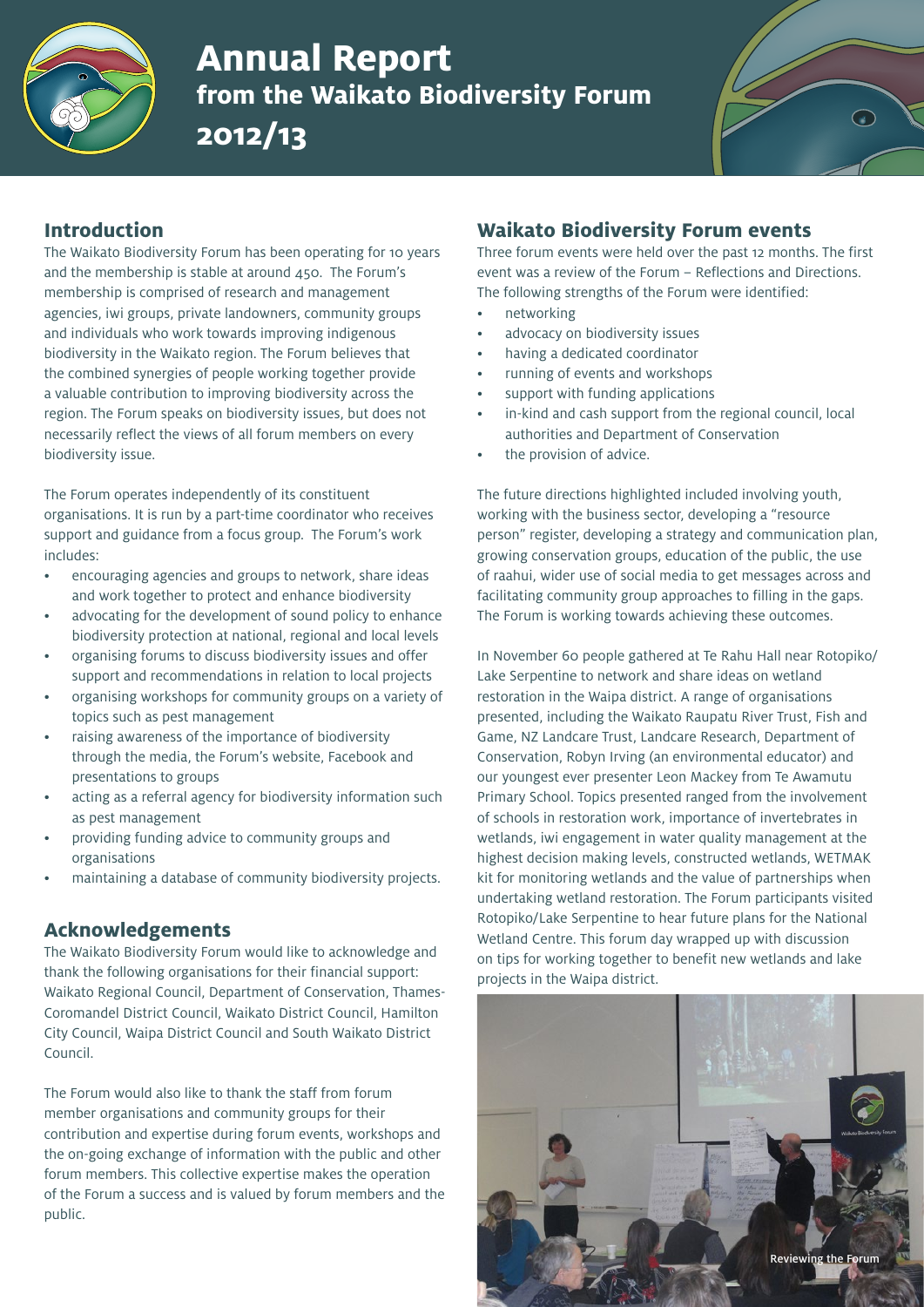# Annual Report

## from the Waikato Biodiversity Forum 2012/13

## Introduction

The Waikato Biodiversity Forum has been operating for 10 years and the membership is stable at around 450. The Forum's membership is comprised of research and management agencies, iwi groups, private landowners, community groups and individuals who work towards improving indigenous biodiversity in the Waikato region. The Forum believes that the combined synergies of people working together provide a valuable contribution to improving biodiversity across the region. The Forum speaks on biodiversity issues, but does not necessarily reflect the views of all forum members on every biodiversity issue.

The Forum operates independently of its constituent organisations. It is run by a part-time coordinator who receives support and guidance from a focus group. The Forum's work includes:

- encouraging agencies and groups to network, share ideas and work together to protect and enhance biodiversity
- advocating for the development of sound policy to enhance biodiversity protection at national, regional and local levels
- organising forums to discuss biodiversity issues and offer support and recommendations in relation to local projects
- organising workshops for community groups on a variety of topics such as pest management
- raising awareness of the importance of biodiversity through the media, the Forum's website, Facebook and presentations to groups
- acting as a referral agency for biodiversity information such as pest management
- providing funding advice to community groups and organisations
- maintaining a database of community biodiversity projects.

## Acknowledgements

The Waikato Biodiversity Forum would like to acknowledge and thank the following organisations for their financial support: Waikato Regional Council, Department of Conservation, Thames-Coromandel District Council, Waikato District Council, Hamilton City Council, Waipa District Council and South Waikato District Council.

The Forum would also like to thank the staff from forum member organisations and community groups for their contribution and expertise during forum events, workshops and the on-going exchange of information with the public and other forum members. This collective expertise makes the operation of the Forum a success and is valued by forum members and the public.

## Waikato Biodiversity Forum events

Three forum events were held over the past 12 months. The first event was a review of the Forum – Reflections and Directions. The following strengths of the Forum were identified:

- networking
- advocacy on biodiversity issues
- having a dedicated coordinator
- running of events and workshops
- support with funding applications
- in-kind and cash support from the regional council, local authorities and Department of Conservation
- the provision of advice.

The future directions highlighted included involving youth, working with the business sector, developing a "resource person" register, developing a strategy and communication plan, growing conservation groups, education of the public, the use of raahui, wider use of social media to get messages across and facilitating community group approaches to filling in the gaps. The Forum is working towards achieving these outcomes.

In November 60 people gathered at Te Rahu Hall near Rotopiko/ Lake Serpentine to network and share ideas on wetland restoration in the Waipa district. A range of organisations presented, including the Waikato Raupatu River Trust, Fish and Game, NZ Landcare Trust, Landcare Research, Department of Conservation, Robyn Irving (an environmental educator) and our youngest ever presenter Leon Mackey from Te Awamutu Primary School. Topics presented ranged from the involvement of schools in restoration work, importance of invertebrates in wetlands, iwi engagement in water quality management at the highest decision making levels, constructed wetlands, WETMAK kit for monitoring wetlands and the value of partnerships when undertaking wetland restoration. The Forum participants visited Rotopiko/Lake Serpentine to hear future plans for the National Wetland Centre. This forum day wrapped up with discussion on tips for working together to benefit new wetlands and lake projects in the Waipa district.

Reviewing the Forum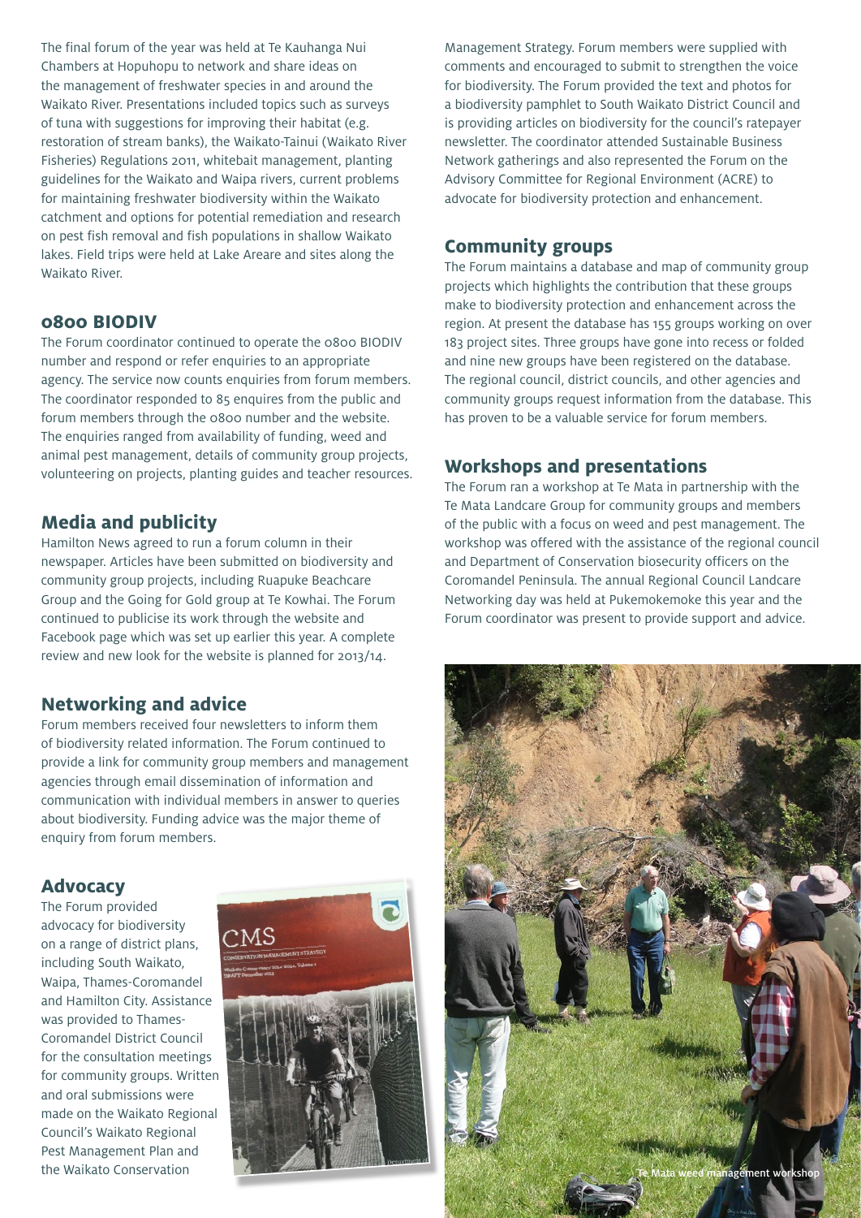The final forum of the year was held at Te Kauhanga Nui Chambers at Hopuhopu to network and share ideas on the management of freshwater species in and around the Waikato River. Presentations included topics such as surveys of tuna with suggestions for improving their habitat (e.g. restoration of stream banks), the Waikato-Tainui (Waikato River Fisheries) Regulations 2011, whitebait management, planting guidelines for the Waikato and Waipa rivers, current problems for maintaining freshwater biodiversity within the Waikato catchment and options for potential remediation and research on pest fish removal and fish populations in shallow Waikato lakes. Field trips were held at Lake Areare and sites along the Waikato River.

## 0800 BIODIV

The Forum coordinator continued to operate the 0800 BIODIV number and respond or refer enquiries to an appropriate agency. The service now counts enquiries from forum members. The coordinator responded to 85 enquires from the public and forum members through the 0800 number and the website. The enquiries ranged from availability of funding, weed and animal pest management, details of community group projects, volunteering on projects, planting guides and teacher resources.

## Media and publicity

Hamilton News agreed to run a forum column in their newspaper. Articles have been submitted on biodiversity and community group projects, including Ruapuke Beachcare Group and the Going for Gold group at Te Kowhai. The Forum continued to publicise its work through the website and Facebook page which was set up earlier this year. A complete review and new look for the website is planned for 2013/14.

## Networking and advice

Forum members received four newsletters to inform them of biodiversity related information. The Forum continued to provide a link for community group members and management agencies through email dissemination of information and communication with individual members in answer to queries about biodiversity. Funding advice was the major theme of enquiry from forum members.

## Advocacy

The Forum provided advocacy for biodiversity on a range of district plans, including South Waikato, Waipa, Thames-Coromandel and Hamilton City. Assistance was provided to Thames-Coromandel District Council for the consultation meetings for community groups. Written and oral submissions were made on the Waikato Regional Council's Waikato Regional Pest Management Plan and the Waikato Conservation Management Strategy. Forum members were supplied with comments and encouraged to submit to strengthen the voice for biodiversity. The Forum provided the text and photos for a biodiversity pamphlet to South Waikato District Council and is providing articles on biodiversity for the council's ratepayer newsletter. The coordinator attended Sustainable Business Network gatherings and also represented the Forum on the Advisory Committee for Regional Environment (ACRE) to advocate for biodiversity protection and enhancement.

## Community groups

The Forum maintains a database and map of community group projects which highlights the contribution that these groups make to biodiversity protection and enhancement across the region. At present the database has 155 groups working on over 183 project sites. Three groups have gone into recess or folded and nine new groups have been registered on the database. The regional council, district councils, and other agencies and community groups request information from the database. This has proven to be a valuable service for forum members.

## Workshops and presentations

The Forum ran a workshop at Te Mata in partnership with the Te Mata Landcare Group for community groups and members of the public with a focus on weed and pest management. The workshop was offered with the assistance of the regional council and Department of Conservation biosecurity officers on the Coromandel Peninsula. The annual Regional Council Landcare Networking day was held at Pukemokemoke this year and the Forum coordinator was present to provide support and advice.

Te Mata weed management workshop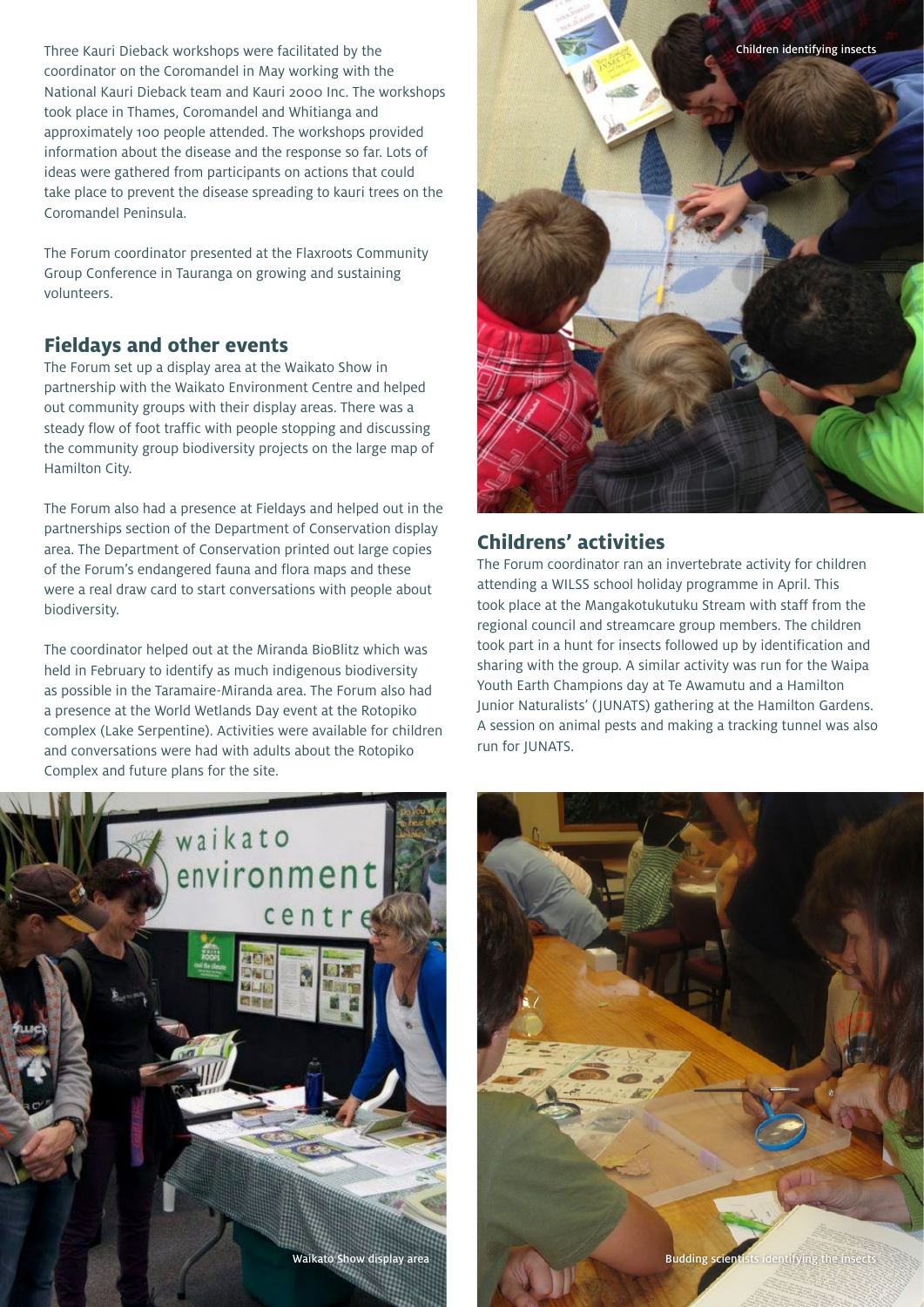Three Kauri Dieback workshops were facilitated by the coordinator on the Coromandel in May working with the National Kauri Dieback team and Kauri 2000 Inc. The workshops took place in Thames, Coromandel and Whitianga and approximately 100 people attended. The workshops provided information about the disease and the response so far. Lots of ideas were gathered from participants on actions that could take place to prevent the disease spreading to kauri trees on the Coromandel Peninsula.

The Forum coordinator presented at the Flaxroots Community Group Conference in Tauranga on growing and sustaining volunteers.

## Fieldays and other events

The Forum set up a display area at the Waikato Show in partnership with the Waikato Environment Centre and helped out community groups with their display areas. There was a steady flow of foot traffic with people stopping and discussing the community group biodiversity projects on the large map of Hamilton City.

The Forum also had a presence at Fieldays and helped out in the partnerships section of the Department of Conservation display area. The Department of Conservation printed out large copies of the Forum's endangered fauna and flora maps and these were a real draw card to start conversations with people about biodiversity.

The coordinator helped out at the Miranda BioBlitz which was held in February to identify as much indigenous biodiversity as possible in the Taramaire-Miranda area. The Forum also had a presence at the World Wetlands Day event at the Rotopiko complex (Lake Serpentine). Activities were available for children and conversations were had with adults about the Rotopiko Complex and future plans for the site.

Children identifying insects

## Childrens' activities

The Forum coordinator ran an invertebrate activity for children attending a WILSS school holiday programme in April. This took place at the Mangakotukutuku Stream with staff from the regional council and streamcare group members. The children took part in a hunt for insects followed up by identification and sharing with the group. A similar activity was run for the Waipa Youth Earth Champions day at Te Awamutu and a Hamilton Junior Naturalists' (JUNATS) gathering at the Hamilton Gardens. A session on animal pests and making a tracking tunnel was also run for JUNATS.

Waikato Show display area

Budding scientists identifying the insects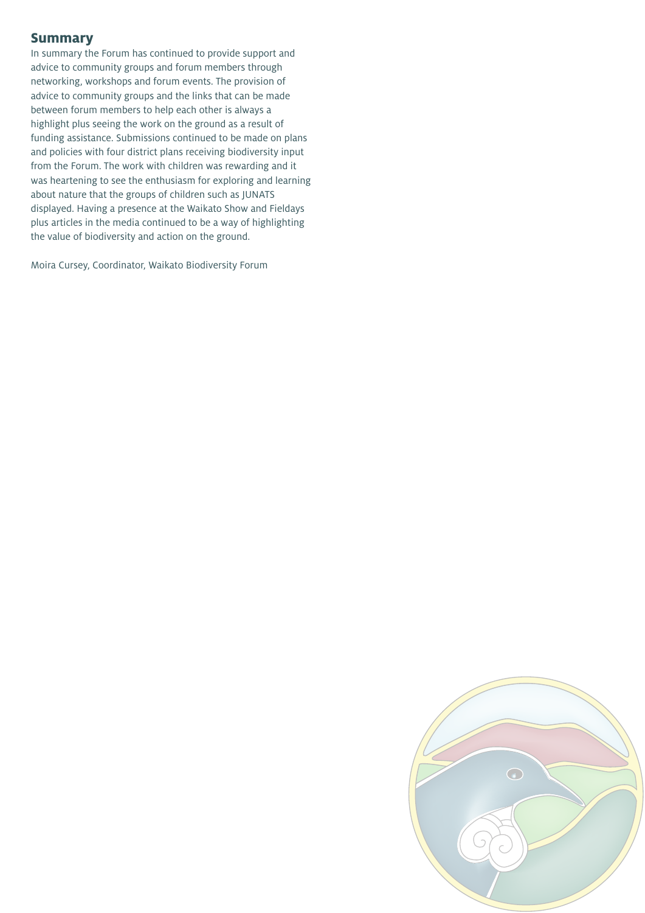## Summary

In summary the Forum has continued to provide support and advice to community groups and forum members through networking, workshops and forum events. The provision of advice to community groups and the links that can be made between forum members to help each other is always a highlight plus seeing the work on the ground as a result of funding assistance. Submissions continued to be made on plans and policies with four district plans receiving biodiversity input from the Forum. The work with children was rewarding and it was heartening to see the enthusiasm for exploring and learning about nature that the groups of children such as JUNATS displayed. Having a presence at the Waikato Show and Fieldays plus articles in the media continued to be a way of highlighting the value of biodiversity and action on the ground.

Moira Cursey, Coordinator, Waikato Biodiversity Forum